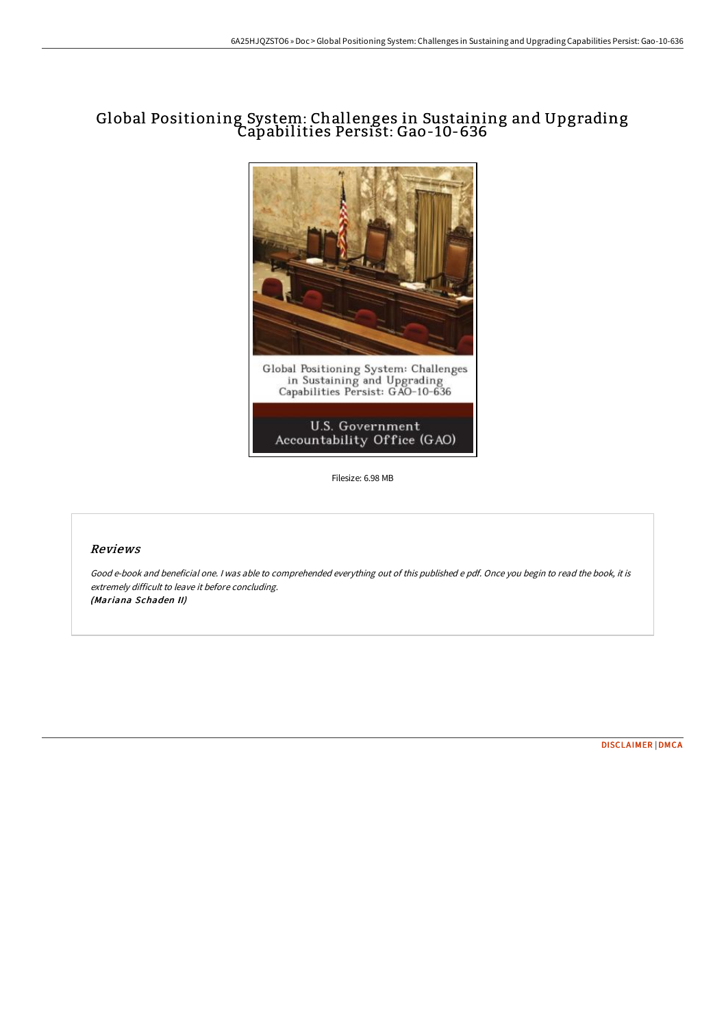# Global Positioning System: Challenges in Sustaining and Upgrading Capabilities Persist: Gao-10-636

Global Positioning System: Challenges in Sustaining and Upgrading Capabilities Persist: GAO-10-636

U.S. Government Accountability Office (GAO)

Filesize: 6.98 MB

## *Reviews*

*Good e-book and beneficial one. I was able to comprehended everything out of this published e pdf. Once you begin to read the book, it is extremely difficult to leave it before concluding.*
***(Mariana Schaden II)***

DISCLAIMER | DMCA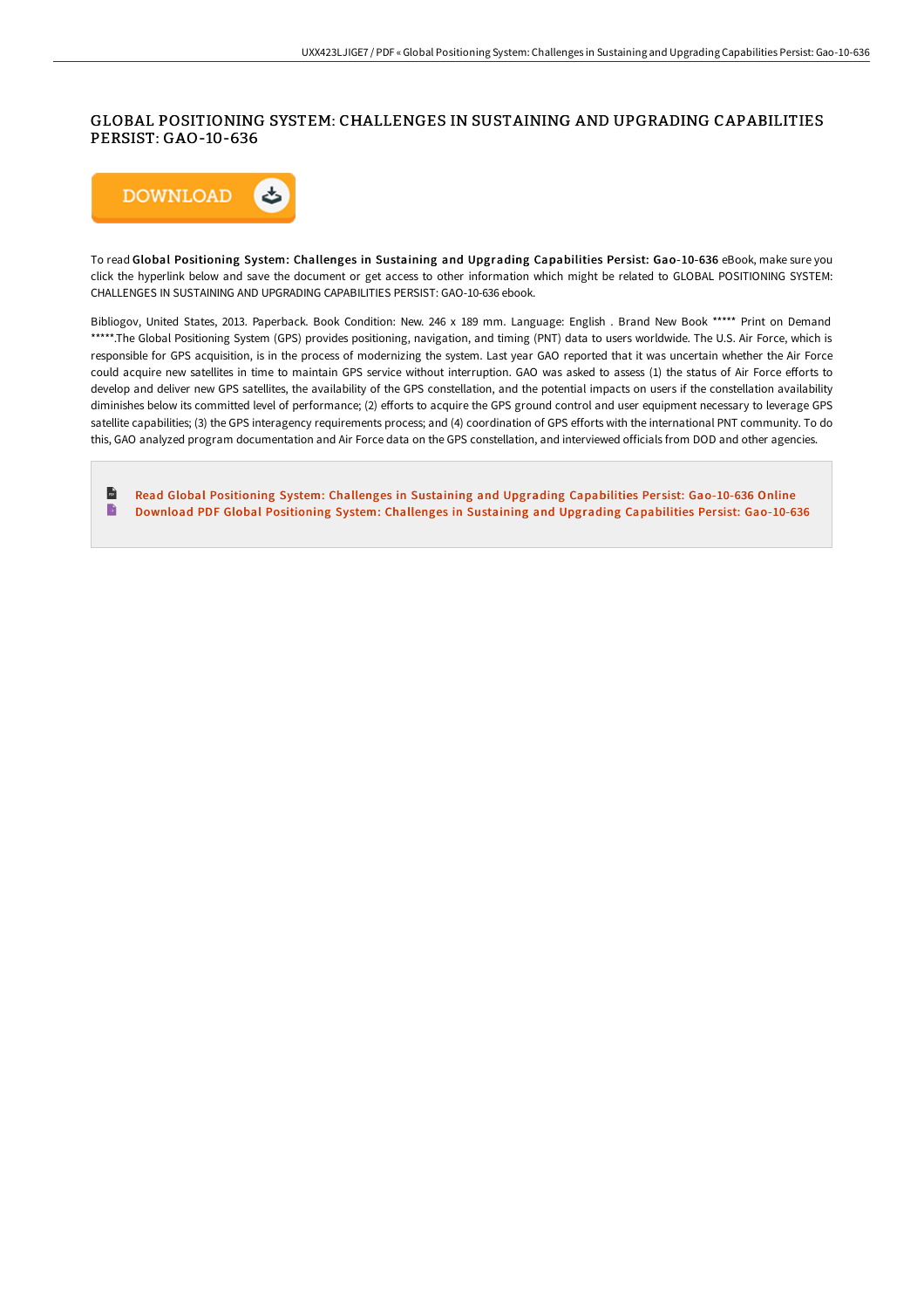# GLOBAL POSITIONING SYSTEM: CHALLENGES IN SUSTAINING AND UPGRADING CAPABILITIES PERSIST: GAO-10-636

DOWNLOAD

To read **Global Positioning System: Challenges in Sustaining and Upgrading Capabilities Persist: Gao-10-636** eBook, make sure you click the hyperlink below and save the document or get access to other information which might be related to GLOBAL POSITIONING SYSTEM: CHALLENGES IN SUSTAINING AND UPGRADING CAPABILITIES PERSIST: GAO-10-636 ebook.

Bibliogov, United States, 2013. Paperback. Book Condition: New. 246 x 189 mm. Language: English . Brand New Book ***** Print on Demand *****.The Global Positioning System (GPS) provides positioning, navigation, and timing (PNT) data to users worldwide. The U.S. Air Force, which is responsible for GPS acquisition, is in the process of modernizing the system. Last year GAO reported that it was uncertain whether the Air Force could acquire new satellites in time to maintain GPS service without interruption. GAO was asked to assess (1) the status of Air Force efforts to develop and deliver new GPS satellites, the availability of the GPS constellation, and the potential impacts on users if the constellation availability diminishes below its committed level of performance; (2) efforts to acquire the GPS ground control and user equipment necessary to leverage GPS satellite capabilities; (3) the GPS interagency requirements process; and (4) coordination of GPS efforts with the international PNT community. To do this, GAO analyzed program documentation and Air Force data on the GPS constellation, and interviewed officials from DOD and other agencies.

- Read Global Positioning System: Challenges in Sustaining and Upgrading Capabilities Persist: Gao-10-636 Online
- Download PDF Global Positioning System: Challenges in Sustaining and Upgrading Capabilities Persist: Gao-10-636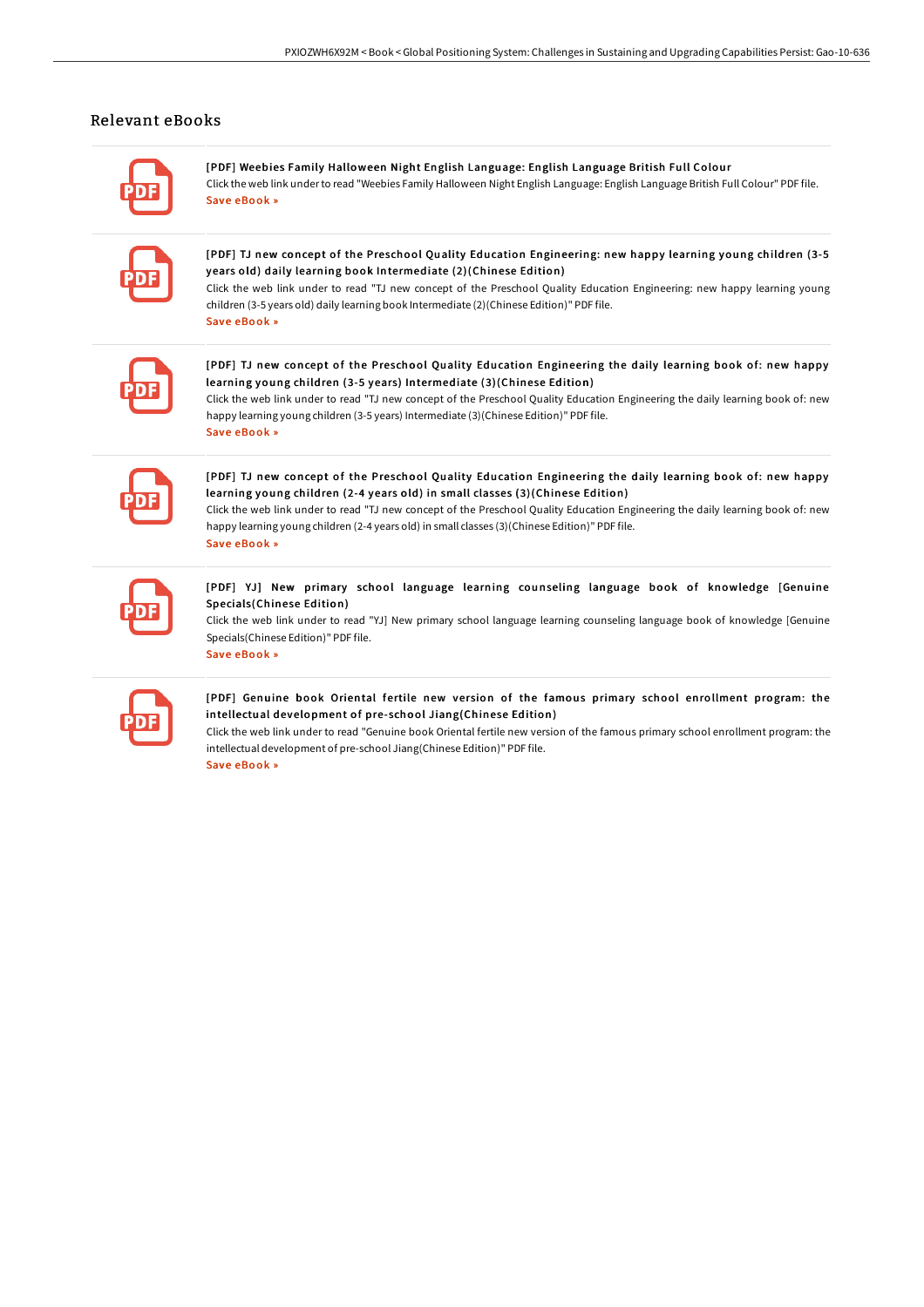## Relevant eBooks

[PDF] Weebies Family Halloween Night English Language: English Language British Full Colour

Click the web link under to read "Weebies Family Halloween Night English Language: English Language British Full Colour" PDF file.

Save eBook »

[PDF] TJ new concept of the Preschool Quality Education Engineering: new happy learning young children (3-5 years old) daily learning book Intermediate (2)(Chinese Edition)

Click the web link under to read "TJ new concept of the Preschool Quality Education Engineering: new happy learning young children (3-5 years old) daily learning book Intermediate (2)(Chinese Edition)" PDF file.

Save eBook »

[PDF] TJ new concept of the Preschool Quality Education Engineering the daily learning book of: new happy learning young children (3-5 years) Intermediate (3)(Chinese Edition)

Click the web link under to read "TJ new concept of the Preschool Quality Education Engineering the daily learning book of: new happy learning young children (3-5 years) Intermediate (3)(Chinese Edition)" PDF file.

Save eBook »

[PDF] TJ new concept of the Preschool Quality Education Engineering the daily learning book of: new happy learning young children (2-4 years old) in small classes (3)(Chinese Edition)

Click the web link under to read "TJ new concept of the Preschool Quality Education Engineering the daily learning book of: new happy learning young children (2-4 years old) in small classes (3)(Chinese Edition)" PDF file.

Save eBook »

[PDF] YJ] New primary school language learning counseling language book of knowledge [Genuine Specials(Chinese Edition)

Click the web link under to read "YJ] New primary school language learning counseling language book of knowledge [Genuine Specials(Chinese Edition)" PDF file.

Save eBook »

[PDF] Genuine book Oriental fertile new version of the famous primary school enrollment program: the intellectual development of pre-school Jiang(Chinese Edition)

Click the web link under to read "Genuine book Oriental fertile new version of the famous primary school enrollment program: the intellectual development of pre-school Jiang(Chinese Edition)" PDF file.

Save eBook »